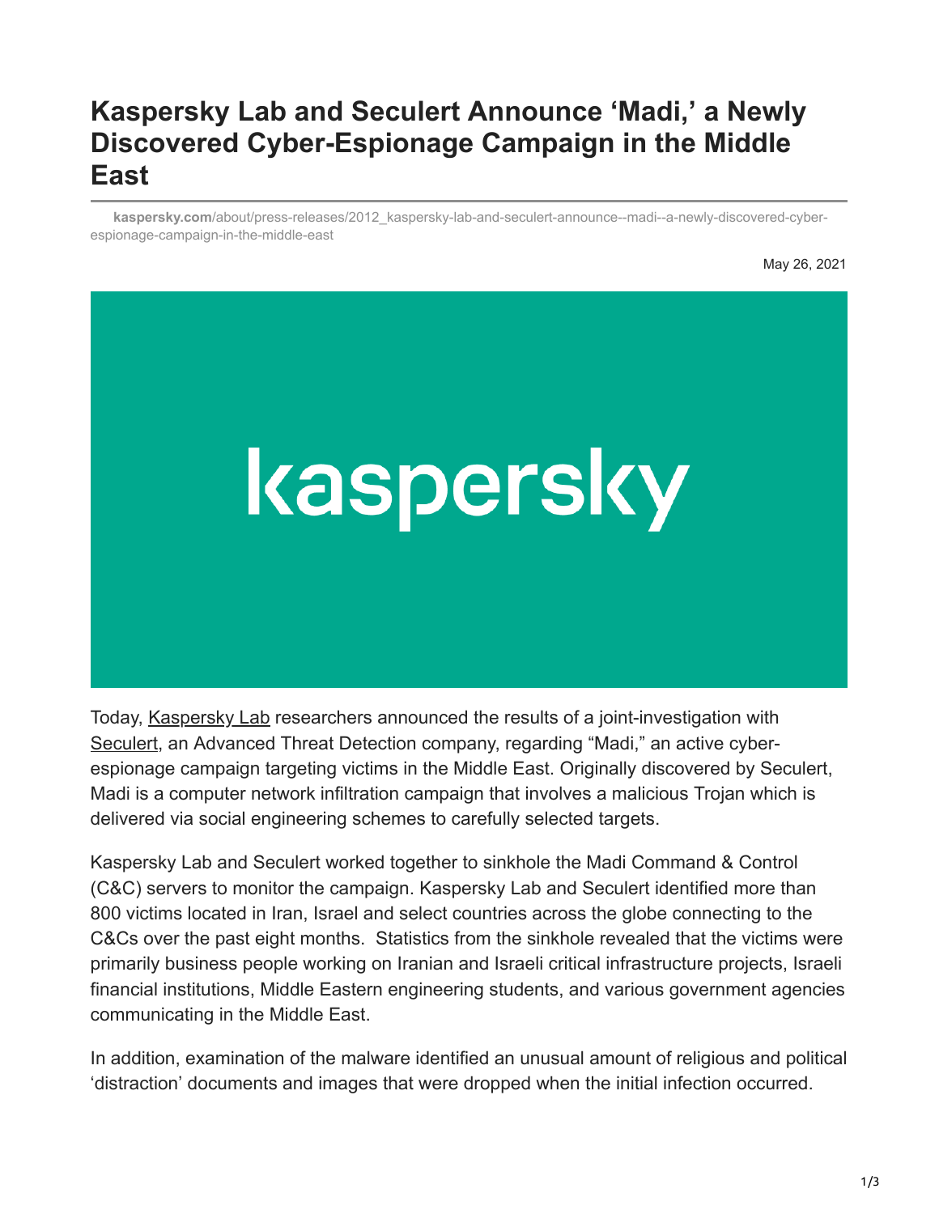# Kaspersky Lab and Seculert Announce 'Madi,' a Newly Discovered Cyber-Espionage Campaign in the Middle East

**kaspersky.com**/about/press-releases/2012_kaspersky-lab-and-seculert-announce--madi--a-newly-discovered-cyber-espionage-campaign-in-the-middle-east

May 26, 2021

Today, Kaspersky Lab researchers announced the results of a joint-investigation with Seculert, an Advanced Threat Detection company, regarding "Madi," an active cyber-espionage campaign targeting victims in the Middle East. Originally discovered by Seculert, Madi is a computer network infiltration campaign that involves a malicious Trojan which is delivered via social engineering schemes to carefully selected targets.

Kaspersky Lab and Seculert worked together to sinkhole the Madi Command & Control (C&C) servers to monitor the campaign. Kaspersky Lab and Seculert identified more than 800 victims located in Iran, Israel and select countries across the globe connecting to the C&Cs over the past eight months. Statistics from the sinkhole revealed that the victims were primarily business people working on Iranian and Israeli critical infrastructure projects, Israeli financial institutions, Middle Eastern engineering students, and various government agencies communicating in the Middle East.

In addition, examination of the malware identified an unusual amount of religious and political 'distraction' documents and images that were dropped when the initial infection occurred.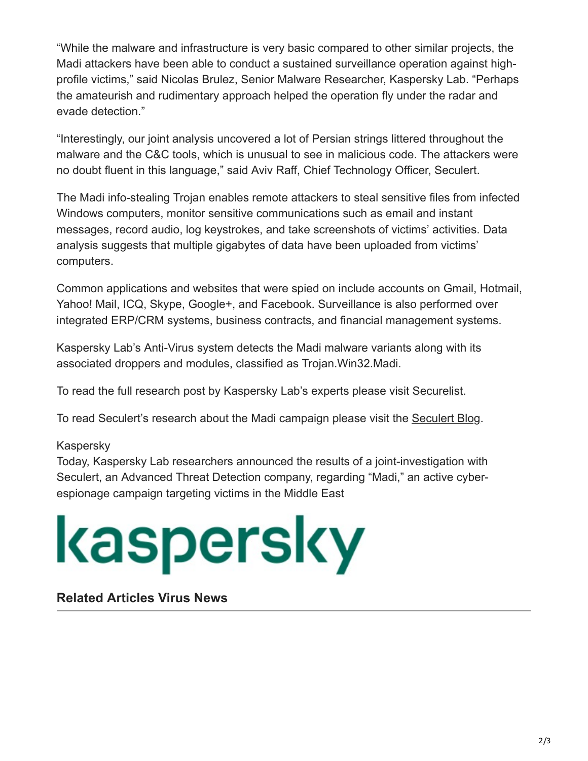"While the malware and infrastructure is very basic compared to other similar projects, the Madi attackers have been able to conduct a sustained surveillance operation against high-profile victims," said Nicolas Brulez, Senior Malware Researcher, Kaspersky Lab. "Perhaps the amateurish and rudimentary approach helped the operation fly under the radar and evade detection."

"Interestingly, our joint analysis uncovered a lot of Persian strings littered throughout the malware and the C&C tools, which is unusual to see in malicious code. The attackers were no doubt fluent in this language," said Aviv Raff, Chief Technology Officer, Seculert.

The Madi info-stealing Trojan enables remote attackers to steal sensitive files from infected Windows computers, monitor sensitive communications such as email and instant messages, record audio, log keystrokes, and take screenshots of victims' activities. Data analysis suggests that multiple gigabytes of data have been uploaded from victims' computers.

Common applications and websites that were spied on include accounts on Gmail, Hotmail, Yahoo! Mail, ICQ, Skype, Google+, and Facebook. Surveillance is also performed over integrated ERP/CRM systems, business contracts, and financial management systems.

Kaspersky Lab's Anti-Virus system detects the Madi malware variants along with its associated droppers and modules, classified as Trojan.Win32.Madi.

To read the full research post by Kaspersky Lab's experts please visit Securelist.

To read Seculert's research about the Madi campaign please visit the Seculert Blog.

Kaspersky
Today, Kaspersky Lab researchers announced the results of a joint-investigation with Seculert, an Advanced Threat Detection company, regarding "Madi," an active cyber-espionage campaign targeting victims in the Middle East

kaspersky

**Related Articles Virus News**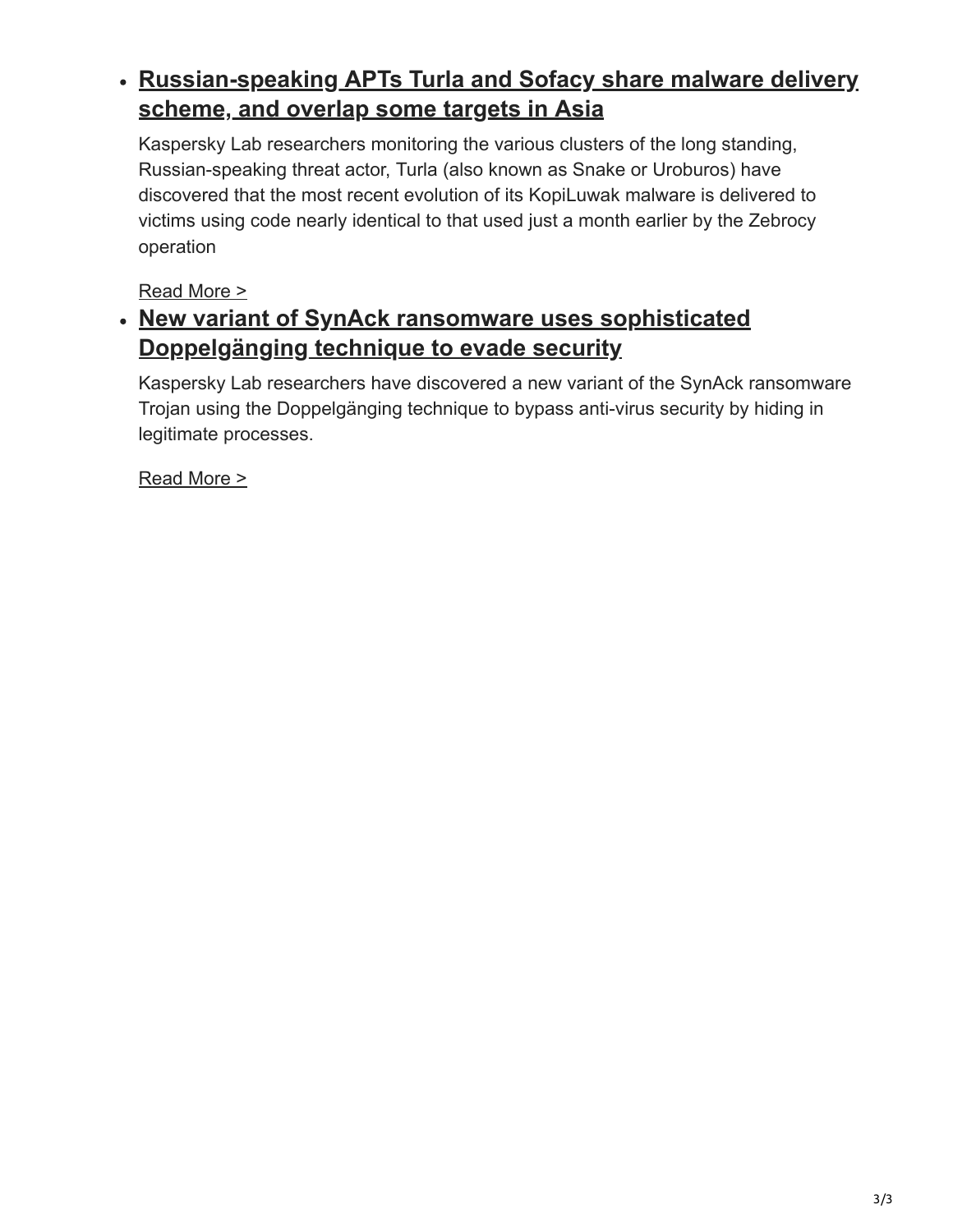- **[Russian-speaking APTs Turla and Sofacy share malware delivery scheme, and overlap some targets in Asia]()**

  Kaspersky Lab researchers monitoring the various clusters of the long standing, Russian-speaking threat actor, Turla (also known as Snake or Uroburos) have discovered that the most recent evolution of its KopiLuwak malware is delivered to victims using code nearly identical to that used just a month earlier by the Zebrocy operation

  Read More >

- **[New variant of SynAck ransomware uses sophisticated Doppelgänging technique to evade security]()**

  Kaspersky Lab researchers have discovered a new variant of the SynAck ransomware Trojan using the Doppelgänging technique to bypass anti-virus security by hiding in legitimate processes.

  Read More >